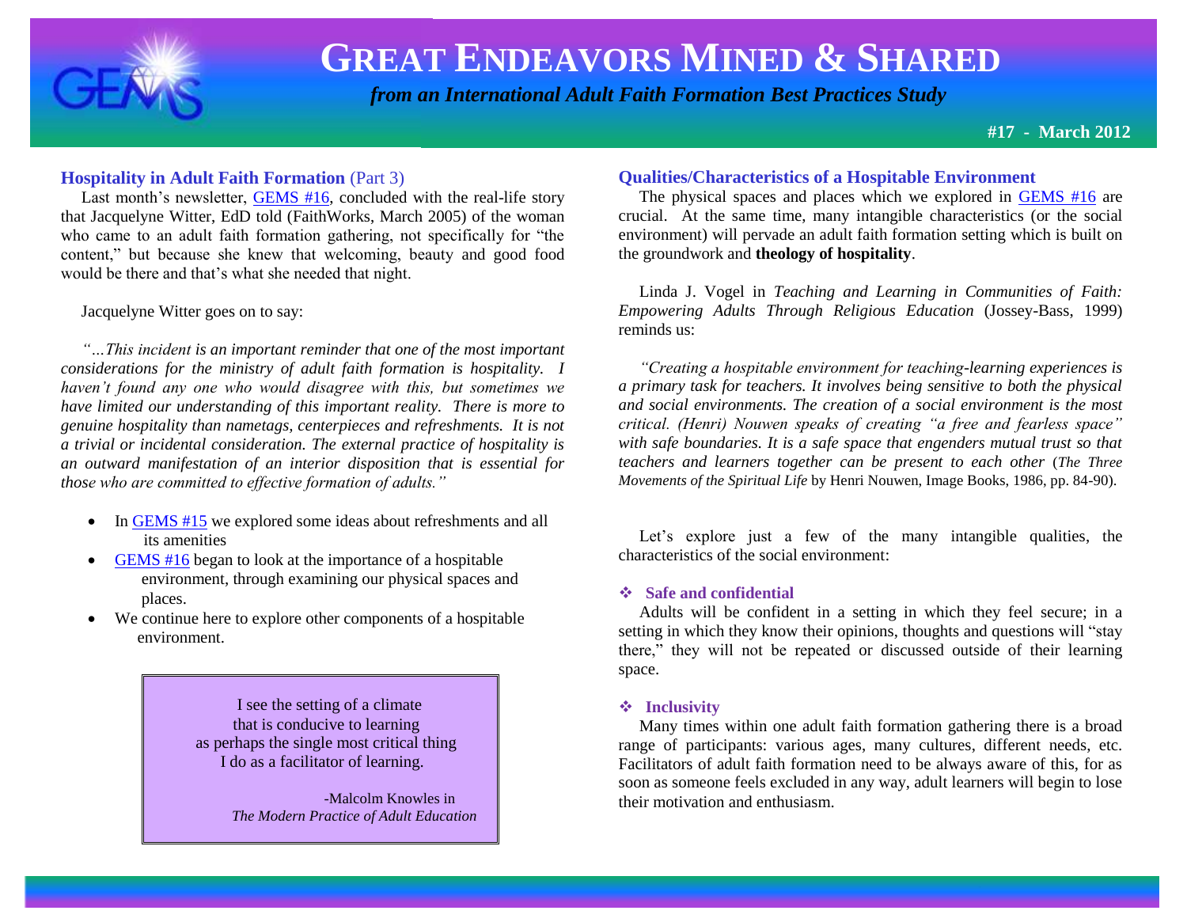# GREAT ENDEAVORS MINED & SHARED

*from an International Adult Faith Formation Best Practices Study*

**#17 - March 2012**

### Hospitality in Adult Faith Formation (Part 3)

Last month's newsletter, GEMS #16, concluded with the real-life story that Jacquelyne Witter, EdD told (FaithWorks, March 2005) of the woman who came to an adult faith formation gathering, not specifically for "the content," but because she knew that welcoming, beauty and good food would be there and that's what she needed that night.

Jacquelyne Witter goes on to say:

*"…This incident is an important reminder that one of the most important considerations for the ministry of adult faith formation is hospitality. I haven't found any one who would disagree with this, but sometimes we have limited our understanding of this important reality. There is more to genuine hospitality than nametags, centerpieces and refreshments. It is not a trivial or incidental consideration. The external practice of hospitality is an outward manifestation of an interior disposition that is essential for those who are committed to effective formation of adults."*

- In GEMS #15 we explored some ideas about refreshments and all its amenities
- GEMS #16 began to look at the importance of a hospitable environment, through examining our physical spaces and places.
- We continue here to explore other components of a hospitable environment.

> I see the setting of a climate
> that is conducive to learning
> as perhaps the single most critical thing
> I do as a facilitator of learning.
>
> -Malcolm Knowles in *The Modern Practice of Adult Education*

### Qualities/Characteristics of a Hospitable Environment

The physical spaces and places which we explored in GEMS #16 are crucial. At the same time, many intangible characteristics (or the social environment) will pervade an adult faith formation setting which is built on the groundwork and **theology of hospitality**.

Linda J. Vogel in *Teaching and Learning in Communities of Faith: Empowering Adults Through Religious Education* (Jossey-Bass, 1999) reminds us:

*"Creating a hospitable environment for teaching-learning experiences is a primary task for teachers. It involves being sensitive to both the physical and social environments. The creation of a social environment is the most critical. (Henri) Nouwen speaks of creating "a free and fearless space" with safe boundaries. It is a safe space that engenders mutual trust so that teachers and learners together can be present to each other* (*The Three Movements of the Spiritual Life* by Henri Nouwen, Image Books, 1986, pp. 84-90).

Let's explore just a few of the many intangible qualities, the characteristics of the social environment:

#### ❖ Safe and confidential

Adults will be confident in a setting in which they feel secure; in a setting in which they know their opinions, thoughts and questions will "stay there," they will not be repeated or discussed outside of their learning space.

#### ❖ Inclusivity

Many times within one adult faith formation gathering there is a broad range of participants: various ages, many cultures, different needs, etc. Facilitators of adult faith formation need to be always aware of this, for as soon as someone feels excluded in any way, adult learners will begin to lose their motivation and enthusiasm.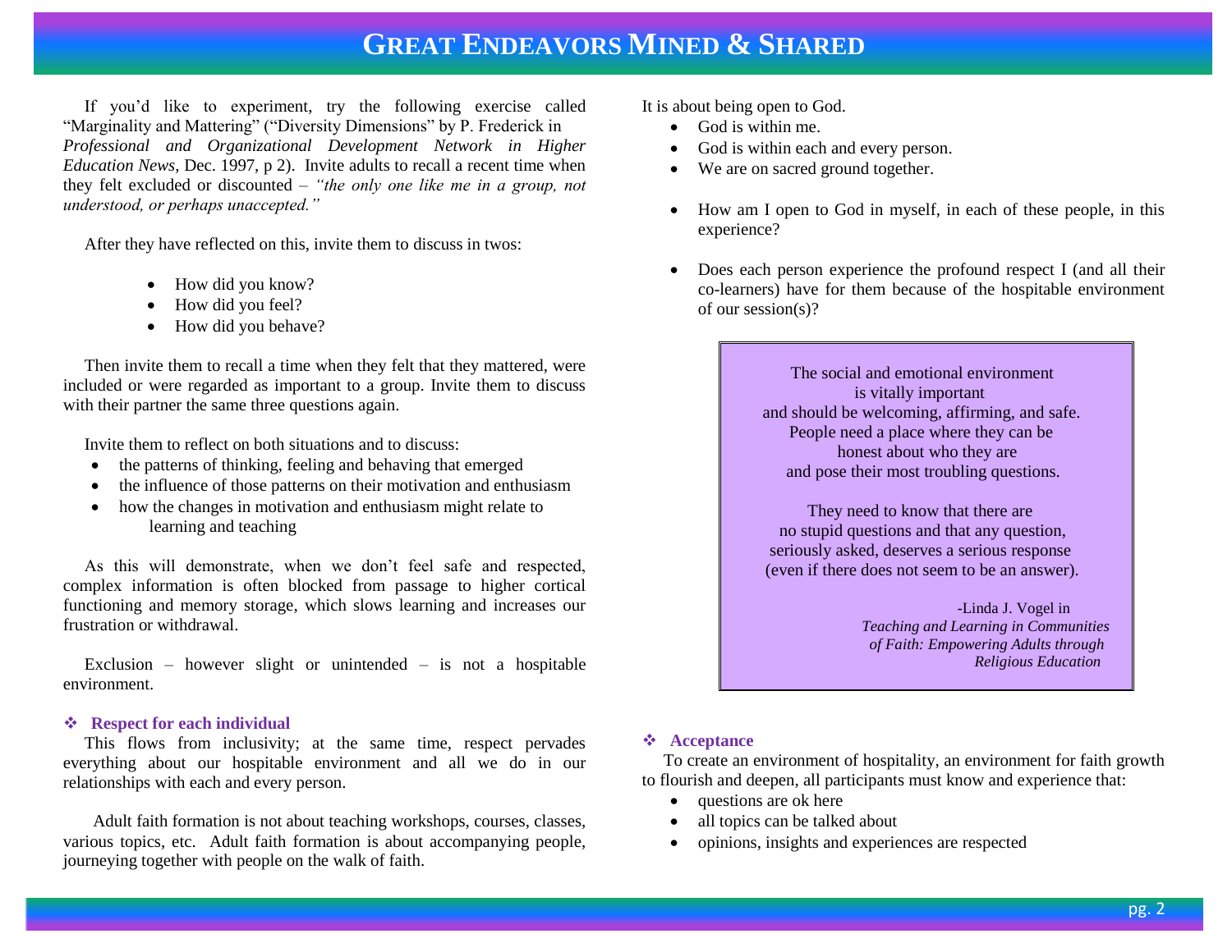If you'd like to experiment, try the following exercise called "Marginality and Mattering" ("Diversity Dimensions" by P. Frederick in *Professional and Organizational Development Network in Higher Education News*, Dec. 1997, p 2). Invite adults to recall a recent time when they felt excluded or discounted – *"the only one like me in a group, not understood, or perhaps unaccepted."*

After they have reflected on this, invite them to discuss in twos:

- How did you know?
- How did you feel?
- How did you behave?

Then invite them to recall a time when they felt that they mattered, were included or were regarded as important to a group. Invite them to discuss with their partner the same three questions again.

Invite them to reflect on both situations and to discuss:

- the patterns of thinking, feeling and behaving that emerged
- the influence of those patterns on their motivation and enthusiasm
- how the changes in motivation and enthusiasm might relate to learning and teaching

As this will demonstrate, when we don't feel safe and respected, complex information is often blocked from passage to higher cortical functioning and memory storage, which slows learning and increases our frustration or withdrawal.

Exclusion – however slight or unintended – is not a hospitable environment.

### ❖ Respect for each individual

This flows from inclusivity; at the same time, respect pervades everything about our hospitable environment and all we do in our relationships with each and every person.

Adult faith formation is not about teaching workshops, courses, classes, various topics, etc. Adult faith formation is about accompanying people, journeying together with people on the walk of faith.

It is about being open to God.

- God is within me.
- God is within each and every person.
- We are on sacred ground together.

- How am I open to God in myself, in each of these people, in this experience?
- Does each person experience the profound respect I (and all their co-learners) have for them because of the hospitable environment of our session(s)?

> The social and emotional environment
> is vitally important
> and should be welcoming, affirming, and safe.
> People need a place where they can be
> honest about who they are
> and pose their most troubling questions.
>
> They need to know that there are
> no stupid questions and that any question,
> seriously asked, deserves a serious response
> (even if there does not seem to be an answer).
>
> -Linda J. Vogel in
> *Teaching and Learning in Communities of Faith: Empowering Adults through Religious Education*

### ❖ Acceptance

To create an environment of hospitality, an environment for faith growth to flourish and deepen, all participants must know and experience that:

- questions are ok here
- all topics can be talked about
- opinions, insights and experiences are respected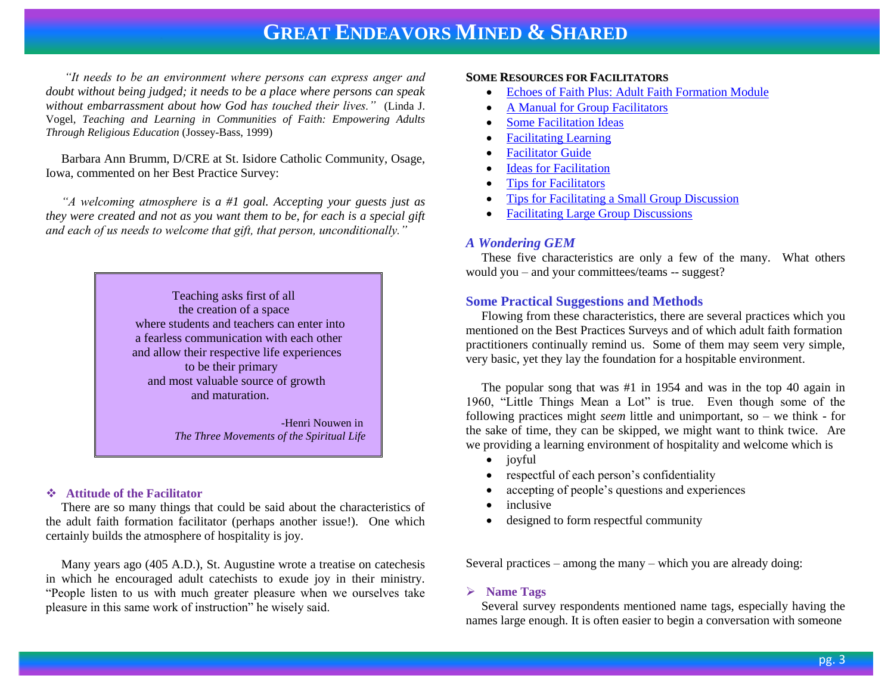*"It needs to be an environment where persons can express anger and doubt without being judged; it needs to be a place where persons can speak without embarrassment about how God has touched their lives."* (Linda J. Vogel, *Teaching and Learning in Communities of Faith: Empowering Adults Through Religious Education* (Jossey-Bass, 1999)

Barbara Ann Brumm, D/CRE at St. Isidore Catholic Community, Osage, Iowa, commented on her Best Practice Survey:

*"A welcoming atmosphere is a #1 goal. Accepting your guests just as they were created and not as you want them to be, for each is a special gift and each of us needs to welcome that gift, that person, unconditionally."*

> Teaching asks first of all
> the creation of a space
> where students and teachers can enter into
> a fearless communication with each other
> and allow their respective life experiences
> to be their primary
> and most valuable source of growth
> and maturation.
>
> -Henri Nouwen in
> *The Three Movements of the Spiritual Life*

### Attitude of the Facilitator

There are so many things that could be said about the characteristics of the adult faith formation facilitator (perhaps another issue!). One which certainly builds the atmosphere of hospitality is joy.

Many years ago (405 A.D.), St. Augustine wrote a treatise on catechesis in which he encouraged adult catechists to exude joy in their ministry. "People listen to us with much greater pleasure when we ourselves take pleasure in this same work of instruction" he wisely said.

**SOME RESOURCES FOR FACILITATORS**

- Echoes of Faith Plus: Adult Faith Formation Module
- A Manual for Group Facilitators
- Some Facilitation Ideas
- Facilitating Learning
- Facilitator Guide
- Ideas for Facilitation
- Tips for Facilitators
- Tips for Facilitating a Small Group Discussion
- Facilitating Large Group Discussions

### *A Wondering GEM*

These five characteristics are only a few of the many. What others would you – and your committees/teams -- suggest?

### Some Practical Suggestions and Methods

Flowing from these characteristics, there are several practices which you mentioned on the Best Practices Surveys and of which adult faith formation practitioners continually remind us. Some of them may seem very simple, very basic, yet they lay the foundation for a hospitable environment.

The popular song that was #1 in 1954 and was in the top 40 again in 1960, "Little Things Mean a Lot" is true. Even though some of the following practices might *seem* little and unimportant, so – we think - for the sake of time, they can be skipped, we might want to think twice. Are we providing a learning environment of hospitality and welcome which is

- joyful
- respectful of each person's confidentiality
- accepting of people's questions and experiences
- inclusive
- designed to form respectful community

Several practices – among the many – which you are already doing:

### Name Tags

Several survey respondents mentioned name tags, especially having the names large enough. It is often easier to begin a conversation with someone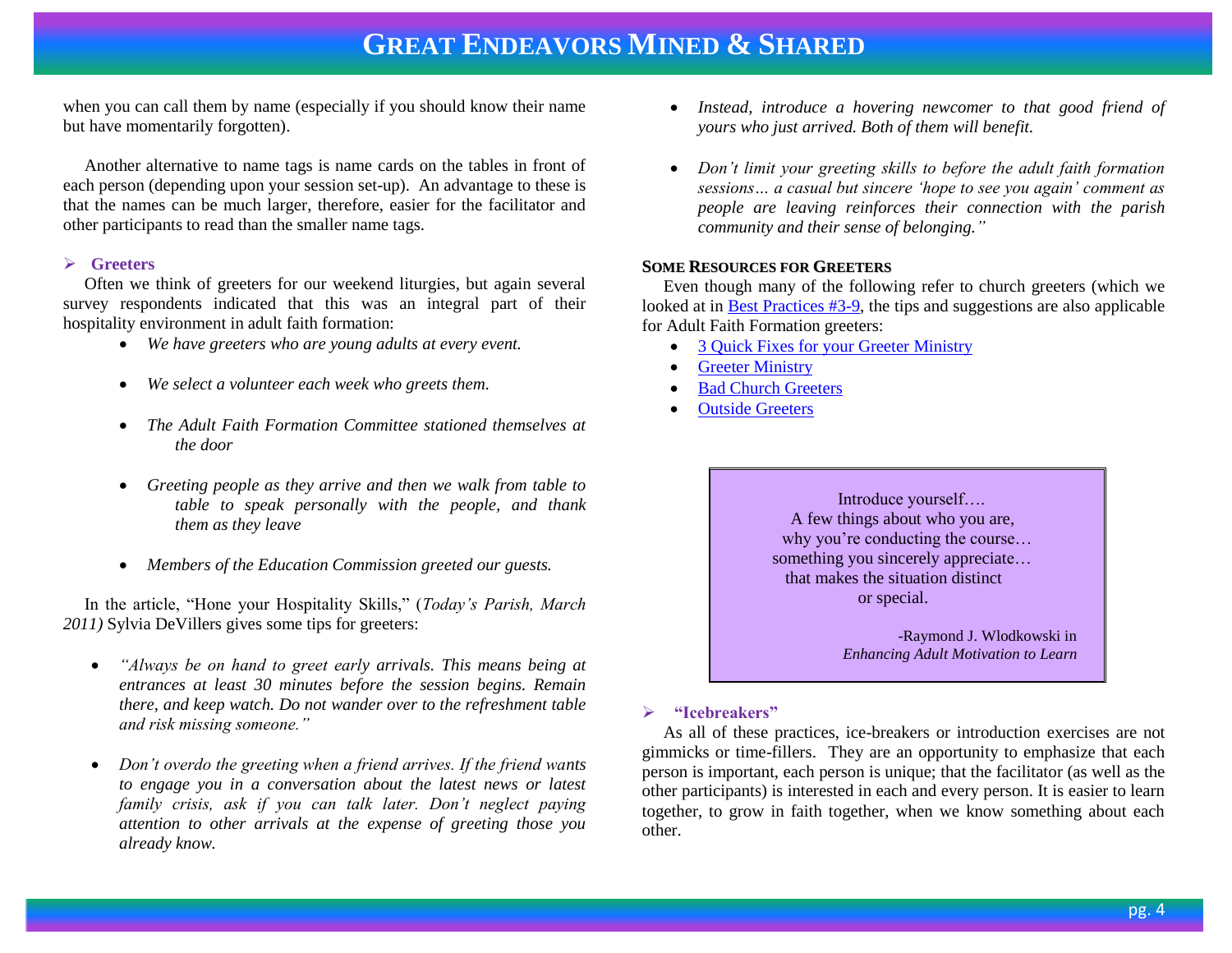when you can call them by name (especially if you should know their name but have momentarily forgotten).

Another alternative to name tags is name cards on the tables in front of each person (depending upon your session set-up). An advantage to these is that the names can be much larger, therefore, easier for the facilitator and other participants to read than the smaller name tags.

- **Greeters**

Often we think of greeters for our weekend liturgies, but again several survey respondents indicated that this was an integral part of their hospitality environment in adult faith formation:

- *We have greeters who are young adults at every event.*
- *We select a volunteer each week who greets them.*
- *The Adult Faith Formation Committee stationed themselves at the door*
- *Greeting people as they arrive and then we walk from table to table to speak personally with the people, and thank them as they leave*
- *Members of the Education Commission greeted our guests.*

In the article, "Hone your Hospitality Skills," (*Today's Parish, March 2011)* Sylvia DeVillers gives some tips for greeters:

- *"Always be on hand to greet early arrivals. This means being at entrances at least 30 minutes before the session begins. Remain there, and keep watch. Do not wander over to the refreshment table and risk missing someone."*
- *Don't overdo the greeting when a friend arrives. If the friend wants to engage you in a conversation about the latest news or latest family crisis, ask if you can talk later. Don't neglect paying attention to other arrivals at the expense of greeting those you already know.*
- *Instead, introduce a hovering newcomer to that good friend of yours who just arrived. Both of them will benefit.*
- *Don't limit your greeting skills to before the adult faith formation sessions… a casual but sincere 'hope to see you again' comment as people are leaving reinforces their connection with the parish community and their sense of belonging."*

**SOME RESOURCES FOR GREETERS**

Even though many of the following refer to church greeters (which we looked at in Best Practices #3-9, the tips and suggestions are also applicable for Adult Faith Formation greeters:

- 3 Quick Fixes for your Greeter Ministry
- Greeter Ministry
- Bad Church Greeters
- Outside Greeters

> Introduce yourself….
> A few things about who you are,
> why you're conducting the course…
> something you sincerely appreciate…
> that makes the situation distinct
> or special.
>
> -Raymond J. Wlodkowski in
> *Enhancing Adult Motivation to Learn*

- **"Icebreakers"**

As all of these practices, ice-breakers or introduction exercises are not gimmicks or time-fillers. They are an opportunity to emphasize that each person is important, each person is unique; that the facilitator (as well as the other participants) is interested in each and every person. It is easier to learn together, to grow in faith together, when we know something about each other.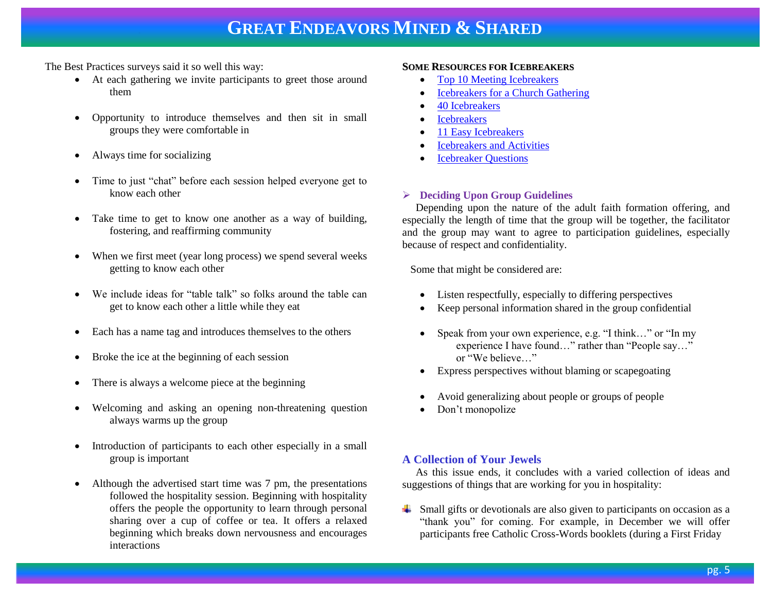The Best Practices surveys said it so well this way:

- At each gathering we invite participants to greet those around them
- Opportunity to introduce themselves and then sit in small groups they were comfortable in
- Always time for socializing
- Time to just “chat” before each session helped everyone get to know each other
- Take time to get to know one another as a way of building, fostering, and reaffirming community
- When we first meet (year long process) we spend several weeks getting to know each other
- We include ideas for “table talk” so folks around the table can get to know each other a little while they eat
- Each has a name tag and introduces themselves to the others
- Broke the ice at the beginning of each session
- There is always a welcome piece at the beginning
- Welcoming and asking an opening non-threatening question always warms up the group
- Introduction of participants to each other especially in a small group is important
- Although the advertised start time was 7 pm, the presentations followed the hospitality session. Beginning with hospitality offers the people the opportunity to learn through personal sharing over a cup of coffee or tea. It offers a relaxed beginning which breaks down nervousness and encourages interactions

**SOME RESOURCES FOR ICEBREAKERS**

- Top 10 Meeting Icebreakers
- Icebreakers for a Church Gathering
- 40 Icebreakers
- Icebreakers
- 11 Easy Icebreakers
- Icebreakers and Activities
- Icebreaker Questions

### Deciding Upon Group Guidelines

Depending upon the nature of the adult faith formation offering, and especially the length of time that the group will be together, the facilitator and the group may want to agree to participation guidelines, especially because of respect and confidentiality.

Some that might be considered are:

- Listen respectfully, especially to differing perspectives
- Keep personal information shared in the group confidential
- Speak from your own experience, e.g. “I think…” or “In my experience I have found…” rather than “People say…” or “We believe…”
- Express perspectives without blaming or scapegoating
- Avoid generalizing about people or groups of people
- Don’t monopolize

## A Collection of Your Jewels

As this issue ends, it concludes with a varied collection of ideas and suggestions of things that are working for you in hospitality:

- Small gifts or devotionals are also given to participants on occasion as a “thank you” for coming. For example, in December we will offer participants free Catholic Cross-Words booklets (during a First Friday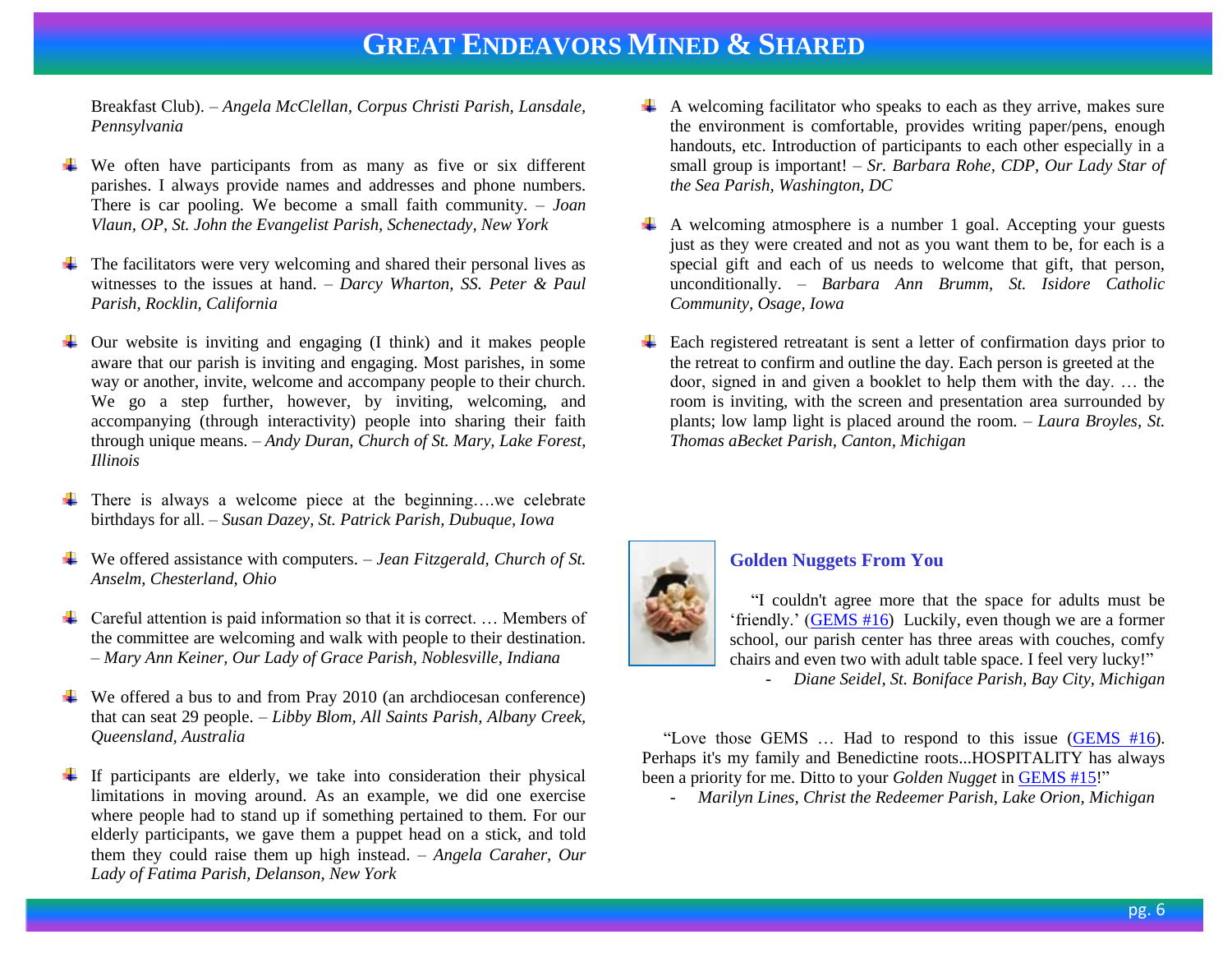Breakfast Club). – *Angela McClellan, Corpus Christi Parish, Lansdale, Pennsylvania*

- We often have participants from as many as five or six different parishes. I always provide names and addresses and phone numbers. There is car pooling. We become a small faith community. – *Joan Vlaun, OP, St. John the Evangelist Parish, Schenectady, New York*

- The facilitators were very welcoming and shared their personal lives as witnesses to the issues at hand. – *Darcy Wharton, SS. Peter & Paul Parish, Rocklin, California*

- Our website is inviting and engaging (I think) and it makes people aware that our parish is inviting and engaging. Most parishes, in some way or another, invite, welcome and accompany people to their church. We go a step further, however, by inviting, welcoming, and accompanying (through interactivity) people into sharing their faith through unique means. – *Andy Duran, Church of St. Mary, Lake Forest, Illinois*

- There is always a welcome piece at the beginning….we celebrate birthdays for all. – *Susan Dazey, St. Patrick Parish, Dubuque, Iowa*

- We offered assistance with computers. – *Jean Fitzgerald, Church of St. Anselm, Chesterland, Ohio*

- Careful attention is paid information so that it is correct. … Members of the committee are welcoming and walk with people to their destination. – *Mary Ann Keiner, Our Lady of Grace Parish, Noblesville, Indiana*

- We offered a bus to and from Pray 2010 (an archdiocesan conference) that can seat 29 people. – *Libby Blom, All Saints Parish, Albany Creek, Queensland, Australia*

- If participants are elderly, we take into consideration their physical limitations in moving around. As an example, we did one exercise where people had to stand up if something pertained to them. For our elderly participants, we gave them a puppet head on a stick, and told them they could raise them up high instead. – *Angela Caraher, Our Lady of Fatima Parish, Delanson, New York*

- A welcoming facilitator who speaks to each as they arrive, makes sure the environment is comfortable, provides writing paper/pens, enough handouts, etc. Introduction of participants to each other especially in a small group is important! – *Sr. Barbara Rohe, CDP, Our Lady Star of the Sea Parish, Washington, DC*

- A welcoming atmosphere is a number 1 goal. Accepting your guests just as they were created and not as you want them to be, for each is a special gift and each of us needs to welcome that gift, that person, unconditionally. – *Barbara Ann Brumm, St. Isidore Catholic Community, Osage, Iowa*

- Each registered retreatant is sent a letter of confirmation days prior to the retreat to confirm and outline the day. Each person is greeted at the door, signed in and given a booklet to help them with the day. … the room is inviting, with the screen and presentation area surrounded by plants; low lamp light is placed around the room. – *Laura Broyles, St. Thomas aBecket Parish, Canton, Michigan*

### Golden Nuggets From You

"I couldn't agree more that the space for adults must be 'friendly.' (GEMS #16) Luckily, even though we are a former school, our parish center has three areas with couches, comfy chairs and even two with adult table space. I feel very lucky!"

- *Diane Seidel, St. Boniface Parish, Bay City, Michigan*

"Love those GEMS … Had to respond to this issue (GEMS #16). Perhaps it's my family and Benedictine roots...HOSPITALITY has always been a priority for me. Ditto to your *Golden Nugget* in GEMS #15!"

- *Marilyn Lines, Christ the Redeemer Parish, Lake Orion, Michigan*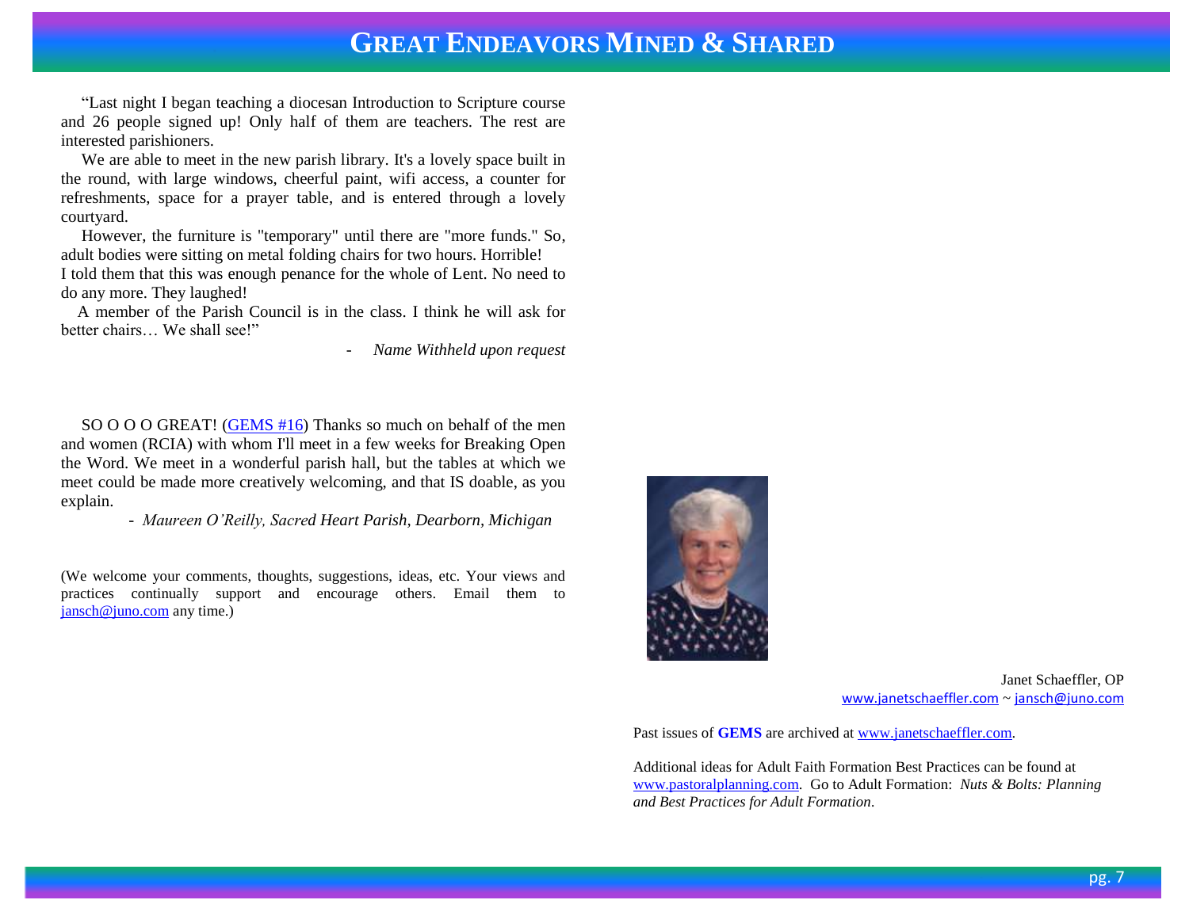# GREAT ENDEAVORS MINED & SHARED

"Last night I began teaching a diocesan Introduction to Scripture course and 26 people signed up! Only half of them are teachers. The rest are interested parishioners.

We are able to meet in the new parish library. It's a lovely space built in the round, with large windows, cheerful paint, wifi access, a counter for refreshments, space for a prayer table, and is entered through a lovely courtyard.

However, the furniture is "temporary" until there are "more funds." So, adult bodies were sitting on metal folding chairs for two hours. Horrible! I told them that this was enough penance for the whole of Lent. No need to do any more. They laughed!

A member of the Parish Council is in the class. I think he will ask for better chairs… We shall see!"

\- *Name Withheld upon request*

SO O O O GREAT! (GEMS #16) Thanks so much on behalf of the men and women (RCIA) with whom I'll meet in a few weeks for Breaking Open the Word. We meet in a wonderful parish hall, but the tables at which we meet could be made more creatively welcoming, and that IS doable, as you explain.

\- *Maureen O'Reilly, Sacred Heart Parish, Dearborn, Michigan*

(We welcome your comments, thoughts, suggestions, ideas, etc. Your views and practices continually support and encourage others. Email them to jansch@juno.com any time.)

Janet Schaeffler, OP
www.janetschaeffler.com ~ jansch@juno.com

Past issues of **GEMS** are archived at www.janetschaeffler.com.

Additional ideas for Adult Faith Formation Best Practices can be found at www.pastoralplanning.com. Go to Adult Formation: *Nuts & Bolts: Planning and Best Practices for Adult Formation*.